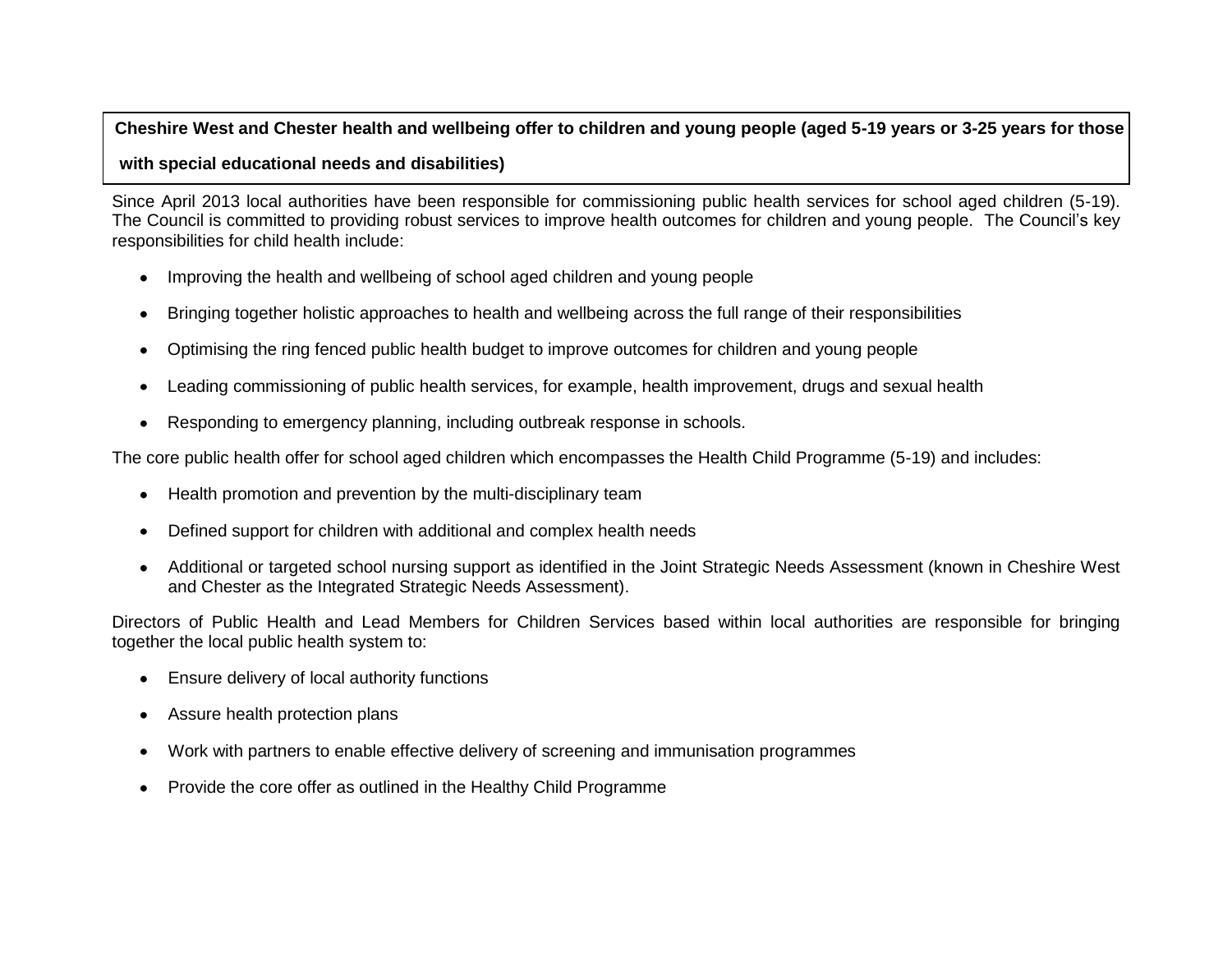**Cheshire West and Chester health and wellbeing offer to children and young people (aged 5-19 years or 3-25 years for those with special educational needs and disabilities)**

Since April 2013 local authorities have been responsible for commissioning public health services for school aged children (5-19). The Council is committed to providing robust services to improve health outcomes for children and young people. The Council's key responsibilities for child health include:

- Improving the health and wellbeing of school aged children and young people
- Bringing together holistic approaches to health and wellbeing across the full range of their responsibilities
- Optimising the ring fenced public health budget to improve outcomes for children and young people
- Leading commissioning of public health services, for example, health improvement, drugs and sexual health
- Responding to emergency planning, including outbreak response in schools.

The core public health offer for school aged children which encompasses the Health Child Programme (5-19) and includes:

- Health promotion and prevention by the multi-disciplinary team
- Defined support for children with additional and complex health needs
- Additional or targeted school nursing support as identified in the Joint Strategic Needs Assessment (known in Cheshire West and Chester as the Integrated Strategic Needs Assessment).

Directors of Public Health and Lead Members for Children Services based within local authorities are responsible for bringing together the local public health system to:

- Ensure delivery of local authority functions
- Assure health protection plans
- Work with partners to enable effective delivery of screening and immunisation programmes
- Provide the core offer as outlined in the Healthy Child Programme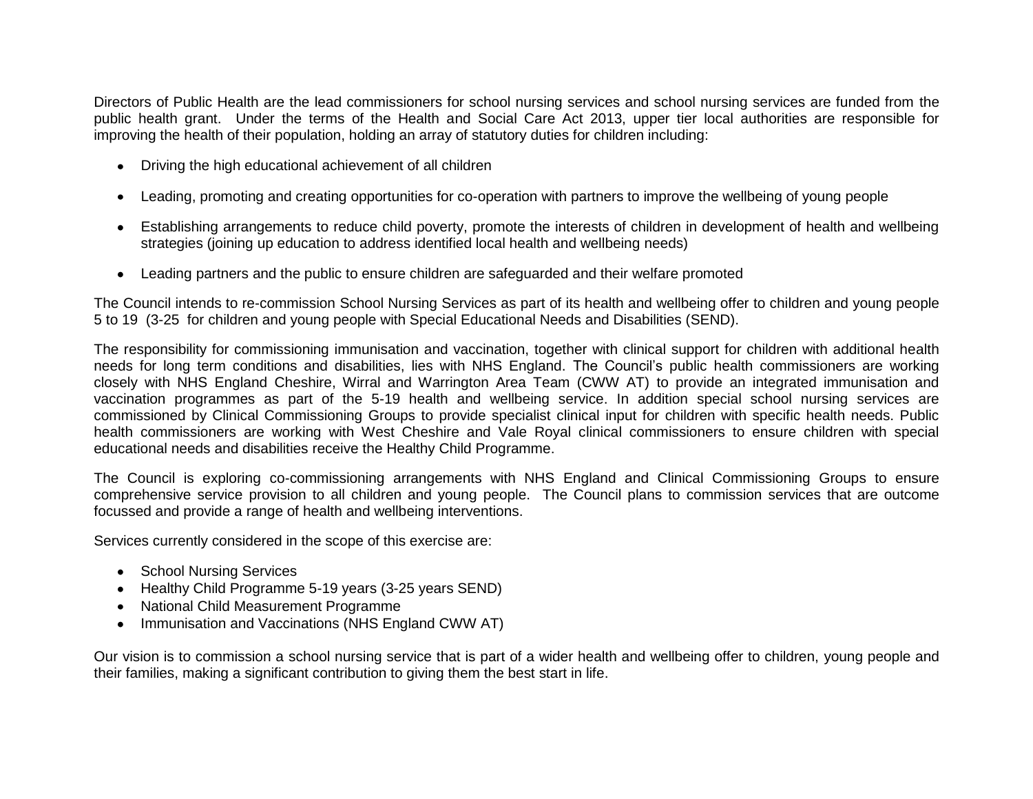Directors of Public Health are the lead commissioners for school nursing services and school nursing services are funded from the public health grant. Under the terms of the Health and Social Care Act 2013, upper tier local authorities are responsible for improving the health of their population, holding an array of statutory duties for children including:

- Driving the high educational achievement of all children
- Leading, promoting and creating opportunities for co-operation with partners to improve the wellbeing of young people
- Establishing arrangements to reduce child poverty, promote the interests of children in development of health and wellbeing strategies (joining up education to address identified local health and wellbeing needs)
- Leading partners and the public to ensure children are safeguarded and their welfare promoted

The Council intends to re-commission School Nursing Services as part of its health and wellbeing offer to children and young people 5 to 19 (3-25 for children and young people with Special Educational Needs and Disabilities (SEND).

The responsibility for commissioning immunisation and vaccination, together with clinical support for children with additional health needs for long term conditions and disabilities, lies with NHS England. The Council's public health commissioners are working closely with NHS England Cheshire, Wirral and Warrington Area Team (CWW AT) to provide an integrated immunisation and vaccination programmes as part of the 5-19 health and wellbeing service. In addition special school nursing services are commissioned by Clinical Commissioning Groups to provide specialist clinical input for children with specific health needs. Public health commissioners are working with West Cheshire and Vale Royal clinical commissioners to ensure children with special educational needs and disabilities receive the Healthy Child Programme.

The Council is exploring co-commissioning arrangements with NHS England and Clinical Commissioning Groups to ensure comprehensive service provision to all children and young people. The Council plans to commission services that are outcome focussed and provide a range of health and wellbeing interventions.

Services currently considered in the scope of this exercise are:

- School Nursing Services
- Healthy Child Programme 5-19 years (3-25 years SEND)
- National Child Measurement Programme
- Immunisation and Vaccinations (NHS England CWW AT)

Our vision is to commission a school nursing service that is part of a wider health and wellbeing offer to children, young people and their families, making a significant contribution to giving them the best start in life.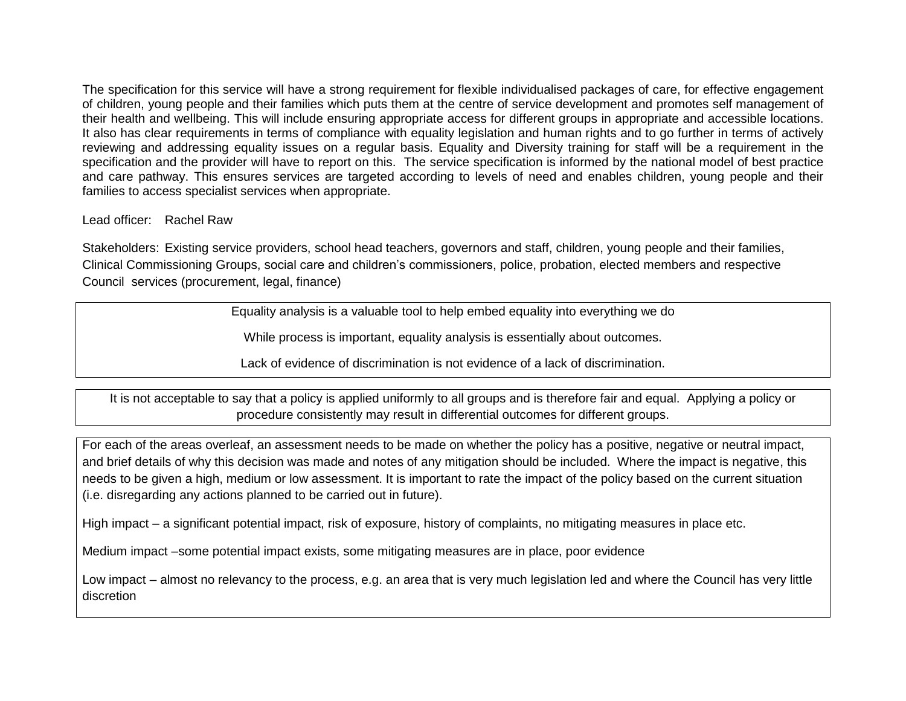The specification for this service will have a strong requirement for flexible individualised packages of care, for effective engagement of children, young people and their families which puts them at the centre of service development and promotes self management of their health and wellbeing. This will include ensuring appropriate access for different groups in appropriate and accessible locations. It also has clear requirements in terms of compliance with equality legislation and human rights and to go further in terms of actively reviewing and addressing equality issues on a regular basis. Equality and Diversity training for staff will be a requirement in the specification and the provider will have to report on this. The service specification is informed by the national model of best practice and care pathway. This ensures services are targeted according to levels of need and enables children, young people and their families to access specialist services when appropriate.

Lead officer: Rachel Raw

Stakeholders: Existing service providers, school head teachers, governors and staff, children, young people and their families, Clinical Commissioning Groups, social care and children's commissioners, police, probation, elected members and respective Council services (procurement, legal, finance)

| Equality analysis is a valuable tool to help embed equality into everything we do<br><br>While process is important, equality analysis is essentially about outcomes.<br><br>Lack of evidence of discrimination is not evidence of a lack of discrimination. |
|---|

| It is not acceptable to say that a policy is applied uniformly to all groups and is therefore fair and equal. Applying a policy or procedure consistently may result in differential outcomes for different groups. |
|---|

| For each of the areas overleaf, an assessment needs to be made on whether the policy has a positive, negative or neutral impact, and brief details of why this decision was made and notes of any mitigation should be included. Where the impact is negative, this needs to be given a high, medium or low assessment. It is important to rate the impact of the policy based on the current situation (i.e. disregarding any actions planned to be carried out in future).<br><br>High impact – a significant potential impact, risk of exposure, history of complaints, no mitigating measures in place etc.<br><br>Medium impact –some potential impact exists, some mitigating measures are in place, poor evidence<br><br>Low impact – almost no relevancy to the process, e.g. an area that is very much legislation led and where the Council has very little discretion |
|---|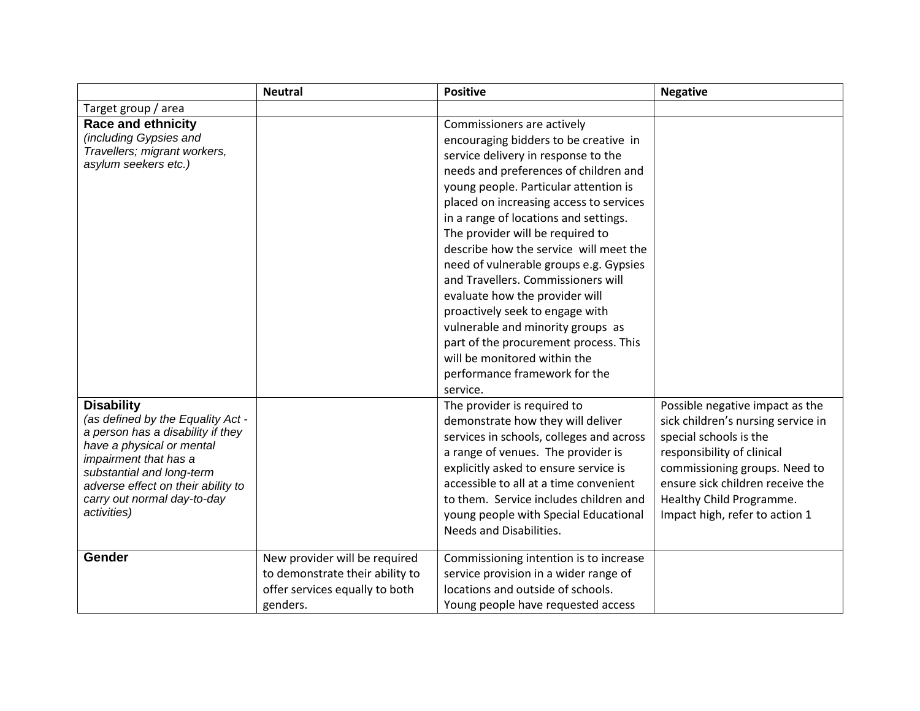| | Neutral | Positive | Negative |
|---|---|---|---|
| Target group / area | | | |
| **Race and ethnicity** *(including Gypsies and Travellers; migrant workers, asylum seekers etc.)* | | Commissioners are actively encouraging bidders to be creative in service delivery in response to the needs and preferences of children and young people. Particular attention is placed on increasing access to services in a range of locations and settings. The provider will be required to describe how the service will meet the need of vulnerable groups e.g. Gypsies and Travellers. Commissioners will evaluate how the provider will proactively seek to engage with vulnerable and minority groups as part of the procurement process. This will be monitored within the performance framework for the service. | |
| **Disability** *(as defined by the Equality Act - a person has a disability if they have a physical or mental impairment that has a substantial and long-term adverse effect on their ability to carry out normal day-to-day activities)* | | The provider is required to demonstrate how they will deliver services in schools, colleges and across a range of venues. The provider is explicitly asked to ensure service is accessible to all at a time convenient to them. Service includes children and young people with Special Educational Needs and Disabilities. | Possible negative impact as the sick children's nursing service in special schools is the responsibility of clinical commissioning groups. Need to ensure sick children receive the Healthy Child Programme. Impact high, refer to action 1 |
| **Gender** | New provider will be required to demonstrate their ability to offer services equally to both genders. | Commissioning intention is to increase service provision in a wider range of locations and outside of schools. Young people have requested access | |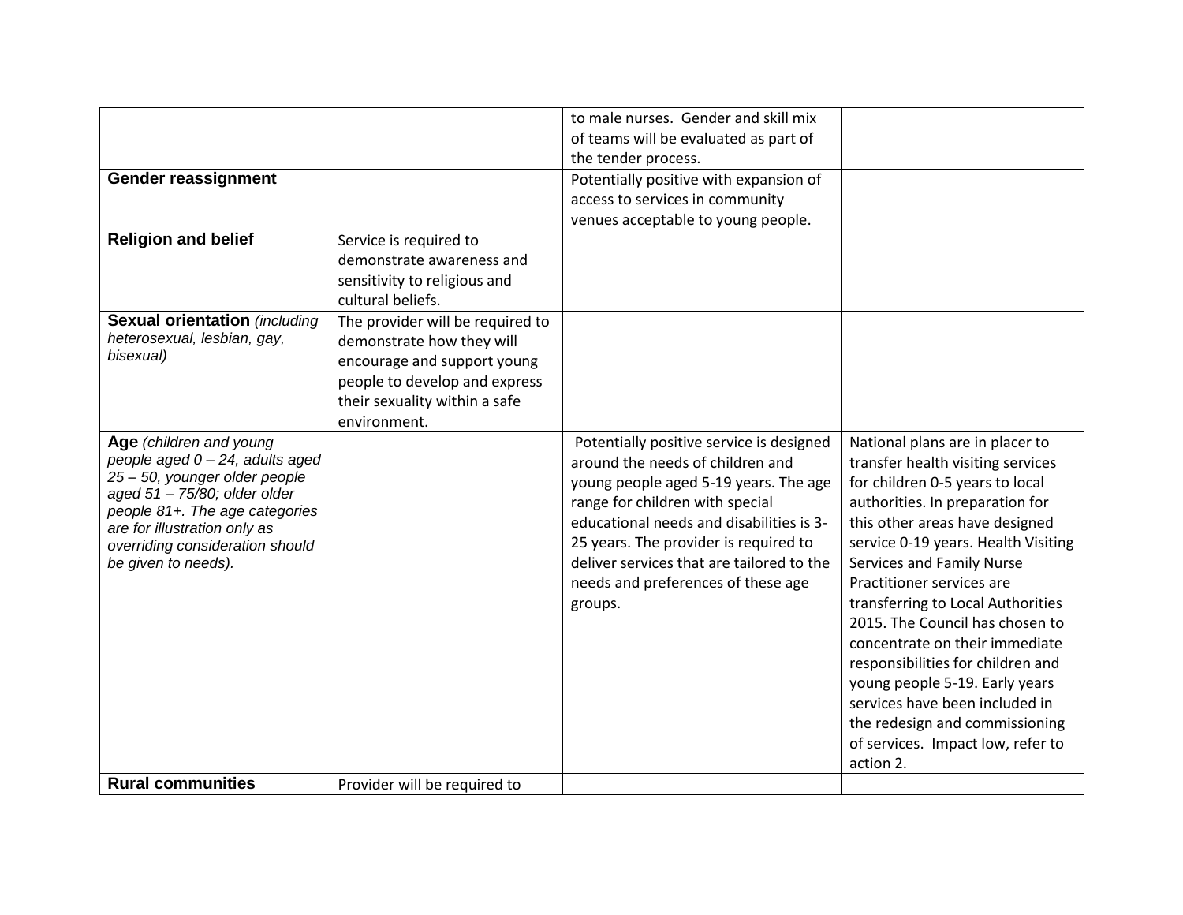| | | | |
|---|---|---|---|
| | | to male nurses. Gender and skill mix of teams will be evaluated as part of the tender process. | |
| **Gender reassignment** | | Potentially positive with expansion of access to services in community venues acceptable to young people. | |
| **Religion and belief** | Service is required to demonstrate awareness and sensitivity to religious and cultural beliefs. | | |
| **Sexual orientation** *(including heterosexual, lesbian, gay, bisexual)* | The provider will be required to demonstrate how they will encourage and support young people to develop and express their sexuality within a safe environment. | | |
| **Age** *(children and young people aged 0 – 24, adults aged 25 – 50, younger older people aged 51 – 75/80; older older people 81+. The age categories are for illustration only as overriding consideration should be given to needs).* | | Potentially positive service is designed around the needs of children and young people aged 5-19 years. The age range for children with special educational needs and disabilities is 3-25 years. The provider is required to deliver services that are tailored to the needs and preferences of these age groups. | National plans are in placer to transfer health visiting services for children 0-5 years to local authorities. In preparation for this other areas have designed service 0-19 years. Health Visiting Services and Family Nurse Practitioner services are transferring to Local Authorities 2015. The Council has chosen to concentrate on their immediate responsibilities for children and young people 5-19. Early years services have been included in the redesign and commissioning of services. Impact low, refer to action 2. |
| **Rural communities** | Provider will be required to | | |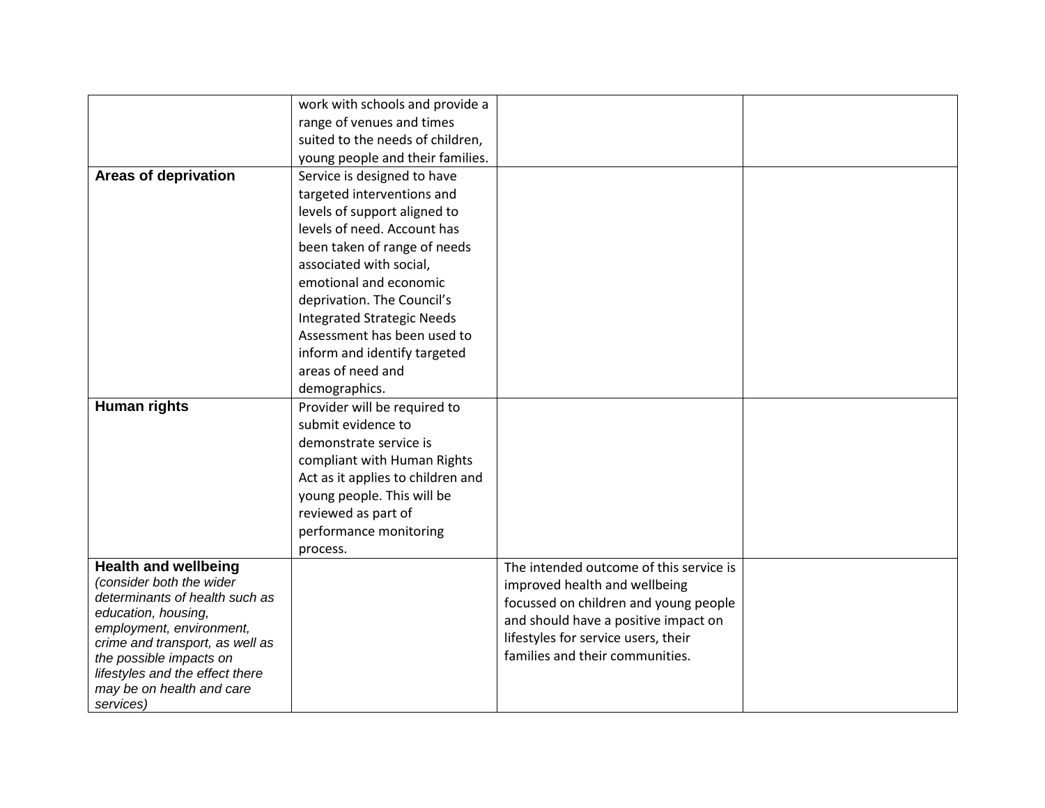| | | | |
|---|---|---|---|
| | work with schools and provide a range of venues and times suited to the needs of children, young people and their families. | | |
| **Areas of deprivation** | Service is designed to have targeted interventions and levels of support aligned to levels of need. Account has been taken of range of needs associated with social, emotional and economic deprivation. The Council's Integrated Strategic Needs Assessment has been used to inform and identify targeted areas of need and demographics. | | |
| **Human rights** | Provider will be required to submit evidence to demonstrate service is compliant with Human Rights Act as it applies to children and young people. This will be reviewed as part of performance monitoring process. | | |
| **Health and wellbeing** *(consider both the wider determinants of health such as education, housing, employment, environment, crime and transport, as well as the possible impacts on lifestyles and the effect there may be on health and care services)* | | The intended outcome of this service is improved health and wellbeing focussed on children and young people and should have a positive impact on lifestyles for service users, their families and their communities. | |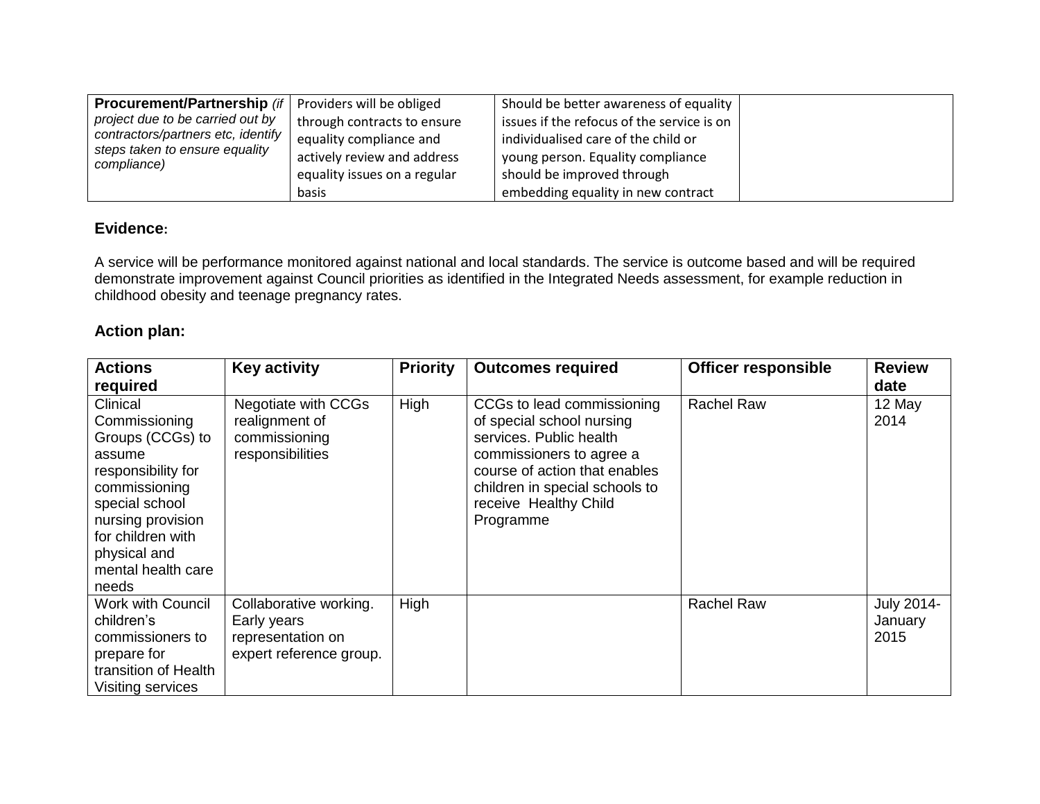| **Procurement/Partnership** *(if project due to be carried out by contractors/partners etc, identify steps taken to ensure equality compliance)* | Providers will be obliged through contracts to ensure equality compliance and actively review and address equality issues on a regular basis | Should be better awareness of equality issues if the refocus of the service is on individualised care of the child or young person. Equality compliance should be improved through embedding equality in new contract | |
|---|---|---|---|

### Evidence:

A service will be performance monitored against national and local standards. The service is outcome based and will be required demonstrate improvement against Council priorities as identified in the Integrated Needs assessment, for example reduction in childhood obesity and teenage pregnancy rates.

### Action plan:

| Actions required | Key activity | Priority | Outcomes required | Officer responsible | Review date |
|---|---|---|---|---|---|
| Clinical Commissioning Groups (CCGs) to assume responsibility for commissioning special school nursing provision for children with physical and mental health care needs | Negotiate with CCGs realignment of commissioning responsibilities | High | CCGs to lead commissioning of special school nursing services. Public health commissioners to agree a course of action that enables children in special schools to receive Healthy Child Programme | Rachel Raw | 12 May 2014 |
| Work with Council children's commissioners to prepare for transition of Health Visiting services | Collaborative working. Early years representation on expert reference group. | High | | Rachel Raw | July 2014-January 2015 |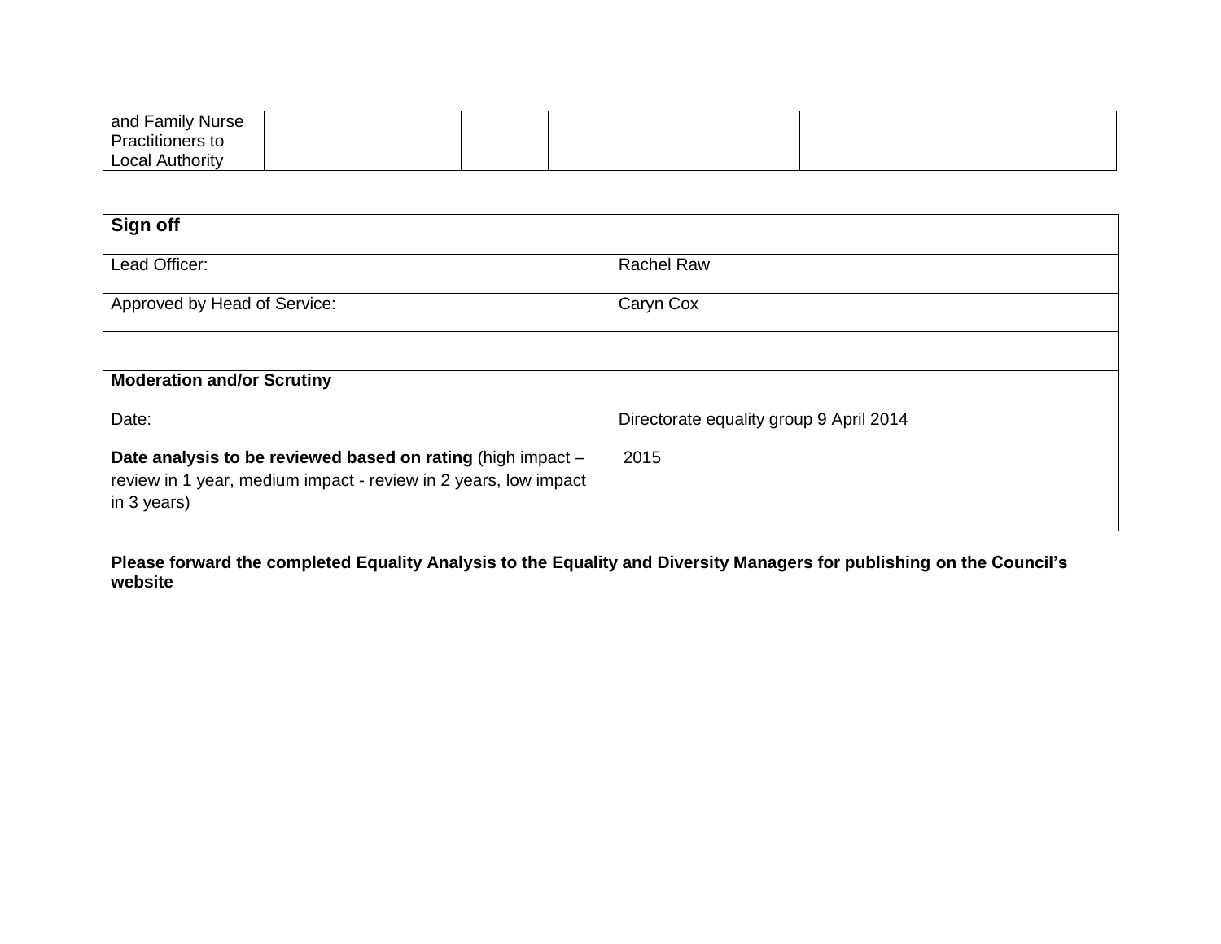| | | | | | |
|---|---|---|---|---|---|
| and Family Nurse Practitioners to Local Authority | | | | | |

| | |
|---|---|
| **Sign off** | |
| Lead Officer: | Rachel Raw |
| Approved by Head of Service: | Caryn Cox |
| | |
| **Moderation and/or Scrutiny** | |
| Date: | Directorate equality group 9 April 2014 |
| **Date analysis to be reviewed based on rating** (high impact – review in 1 year, medium impact - review in 2 years, low impact in 3 years) | 2015 |

**Please forward the completed Equality Analysis to the Equality and Diversity Managers for publishing on the Council's website**